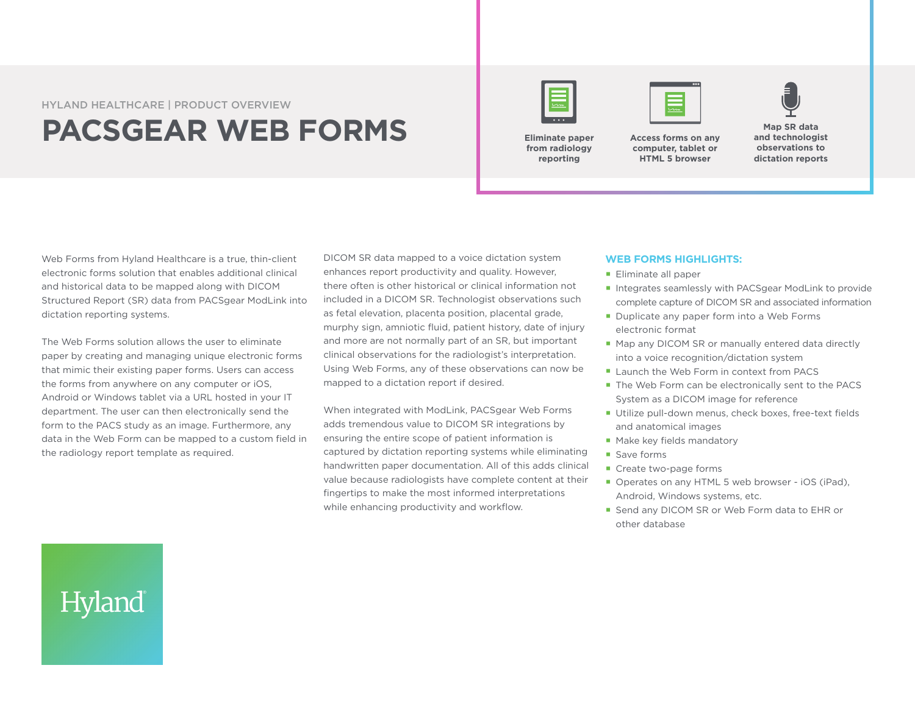HYLAND HEALTHCARE | PRODUCT OVERVIEW

# PACSGEAR WEB FORMS

**Eliminate paper from radiology reporting**

**Access forms on any computer, tablet or HTML 5 browser**

**Map SR data and technologist observations to dictation reports**

Web Forms from Hyland Healthcare is a true, thin-client electronic forms solution that enables additional clinical and historical data to be mapped along with DICOM Structured Report (SR) data from PACSgear ModLink into dictation reporting systems.

The Web Forms solution allows the user to eliminate paper by creating and managing unique electronic forms that mimic their existing paper forms. Users can access the forms from anywhere on any computer or iOS, Android or Windows tablet via a URL hosted in your IT department. The user can then electronically send the form to the PACS study as an image. Furthermore, any data in the Web Form can be mapped to a custom field in the radiology report template as required.

DICOM SR data mapped to a voice dictation system enhances report productivity and quality. However, there often is other historical or clinical information not included in a DICOM SR. Technologist observations such as fetal elevation, placenta position, placental grade, murphy sign, amniotic fluid, patient history, date of injury and more are not normally part of an SR, but important clinical observations for the radiologist's interpretation. Using Web Forms, any of these observations can now be mapped to a dictation report if desired.

When integrated with ModLink, PACSgear Web Forms adds tremendous value to DICOM SR integrations by ensuring the entire scope of patient information is captured by dictation reporting systems while eliminating handwritten paper documentation. All of this adds clinical value because radiologists have complete content at their fingertips to make the most informed interpretations while enhancing productivity and workflow.

## WEB FORMS HIGHLIGHTS:

- Eliminate all paper
- Integrates seamlessly with PACSgear ModLink to provide complete capture of DICOM SR and associated information
- Duplicate any paper form into a Web Forms electronic format
- Map any DICOM SR or manually entered data directly into a voice recognition/dictation system
- Launch the Web Form in context from PACS
- The Web Form can be electronically sent to the PACS System as a DICOM image for reference
- Utilize pull-down menus, check boxes, free-text fields and anatomical images
- Make key fields mandatory
- Save forms
- Create two-page forms
- Operates on any HTML 5 web browser - iOS (iPad), Android, Windows systems, etc.
- Send any DICOM SR or Web Form data to EHR or other database

Hyland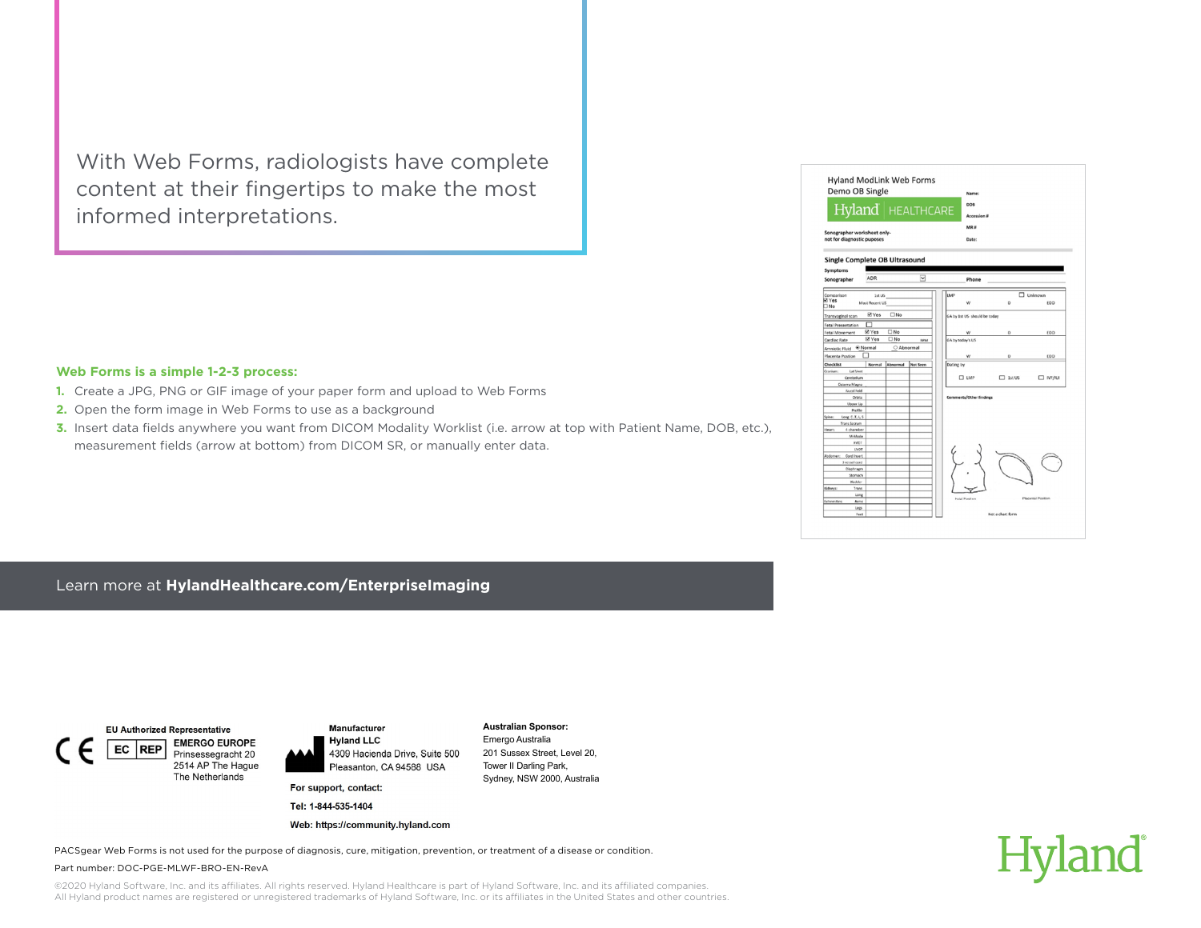With Web Forms, radiologists have complete content at their fingertips to make the most informed interpretations.

**Web Forms is a simple 1-2-3 process:**

1. Create a JPG, PNG or GIF image of your paper form and upload to Web Forms
2. Open the form image in Web Forms to use as a background
3. Insert data fields anywhere you want from DICOM Modality Worklist (i.e. arrow at top with Patient Name, DOB, etc.), measurement fields (arrow at bottom) from DICOM SR, or manually enter data.

Learn more at **HylandHealthcare.com/EnterpriseImaging**

**EU Authorized Representative**
**EMERGO EUROPE**
Prinsessegracht 20
2514 AP The Hague
The Netherlands

**Manufacturer**
**Hyland LLC**
4309 Hacienda Drive, Suite 500
Pleasanton, CA 94588 USA

**For support, contact:**
**Tel: 1-844-535-1404**
**Web: https://community.hyland.com**

**Australian Sponsor:**
Emergo Australia
201 Sussex Street, Level 20,
Tower II Darling Park,
Sydney, NSW 2000, Australia

PACSgear Web Forms is not used for the purpose of diagnosis, cure, mitigation, prevention, or treatment of a disease or condition.

Part number: DOC-PGE-MLWF-BRO-EN-RevA

©2020 Hyland Software, Inc. and its affiliates. All rights reserved. Hyland Healthcare is part of Hyland Software, Inc. and its affiliated companies.
All Hyland product names are registered or unregistered trademarks of Hyland Software, Inc. or its affiliates in the United States and other countries.